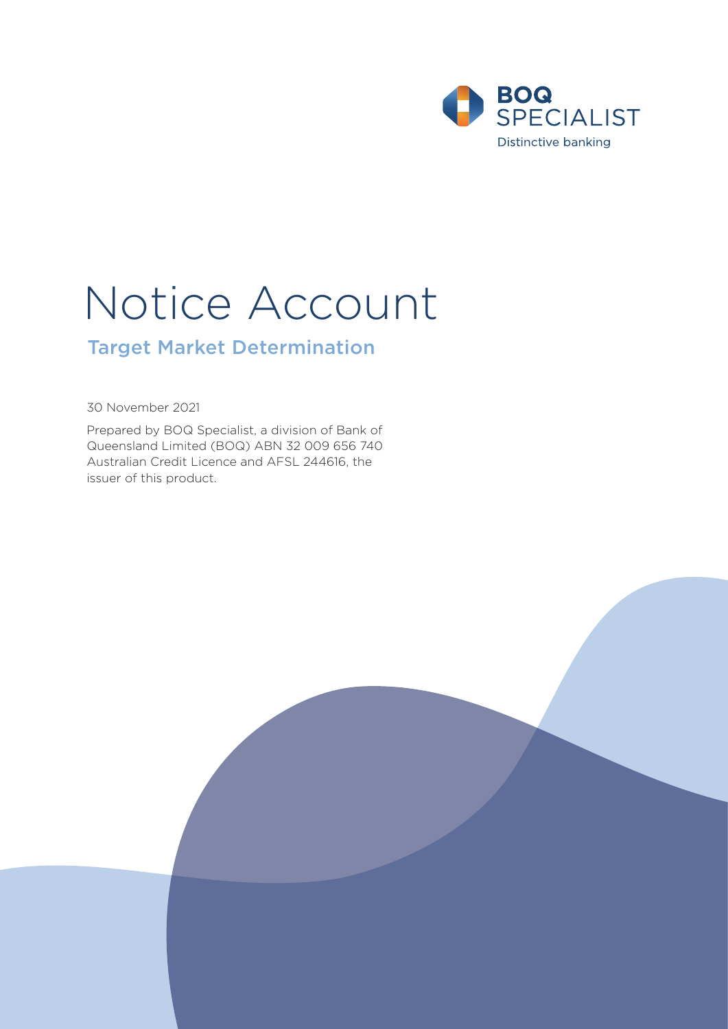BOQ SPECIALIST

Distinctive banking

# Notice Account

## Target Market Determination

30 November 2021

Prepared by BOQ Specialist, a division of Bank of Queensland Limited (BOQ) ABN 32 009 656 740 Australian Credit Licence and AFSL 244616, the issuer of this product.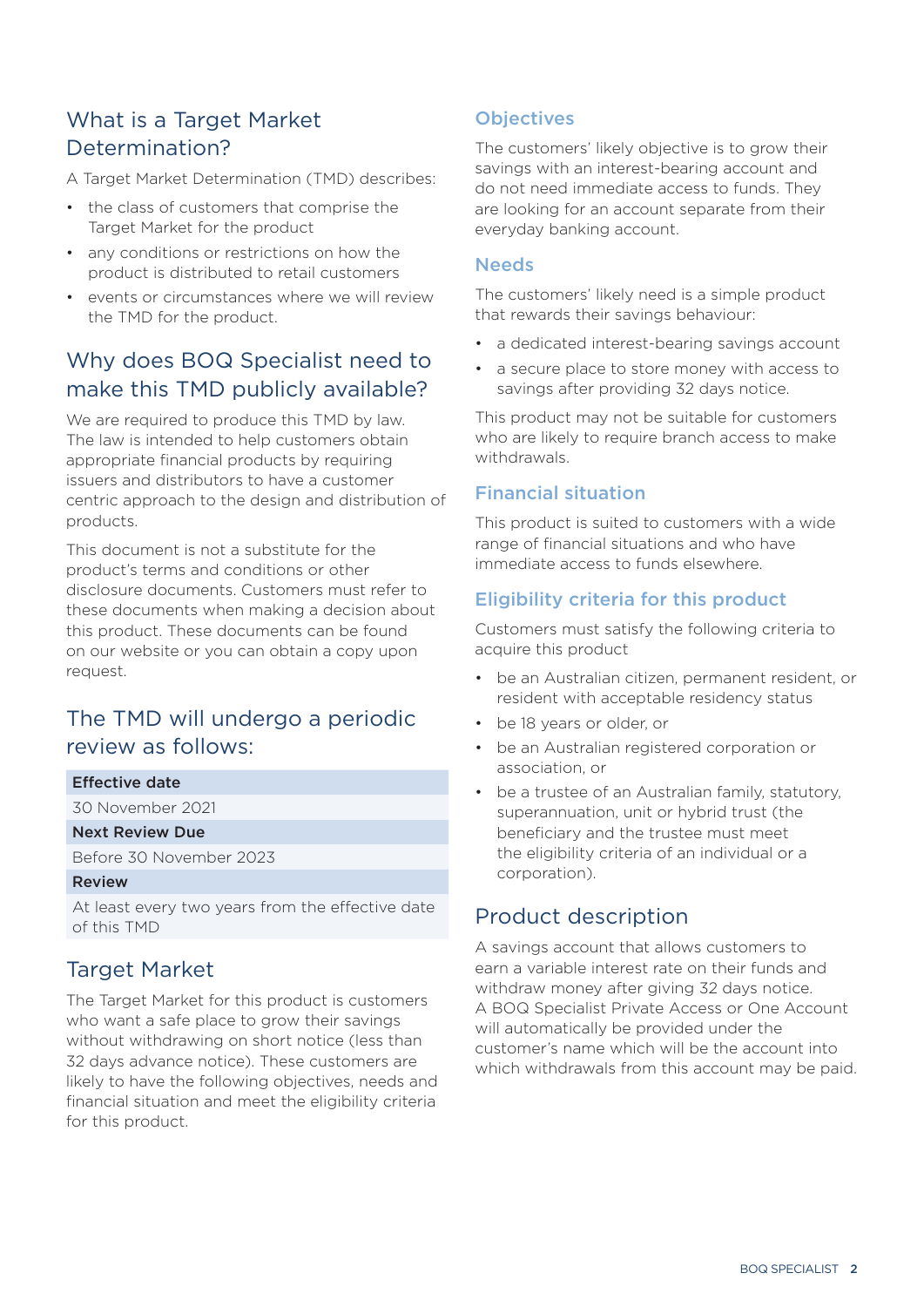## What is a Target Market Determination?

A Target Market Determination (TMD) describes:

- the class of customers that comprise the Target Market for the product
- any conditions or restrictions on how the product is distributed to retail customers
- events or circumstances where we will review the TMD for the product.

## Why does BOQ Specialist need to make this TMD publicly available?

We are required to produce this TMD by law. The law is intended to help customers obtain appropriate financial products by requiring issuers and distributors to have a customer centric approach to the design and distribution of products.

This document is not a substitute for the product's terms and conditions or other disclosure documents. Customers must refer to these documents when making a decision about this product. These documents can be found on our website or you can obtain a copy upon request.

## The TMD will undergo a periodic review as follows:

| **Effective date** |
| --- |
| 30 November 2021 |
| **Next Review Due** |
| Before 30 November 2023 |
| **Review** |
| At least every two years from the effective date of this TMD |

## Target Market

The Target Market for this product is customers who want a safe place to grow their savings without withdrawing on short notice (less than 32 days advance notice). These customers are likely to have the following objectives, needs and financial situation and meet the eligibility criteria for this product.

### Objectives

The customers' likely objective is to grow their savings with an interest-bearing account and do not need immediate access to funds. They are looking for an account separate from their everyday banking account.

### Needs

The customers' likely need is a simple product that rewards their savings behaviour:

- a dedicated interest-bearing savings account
- a secure place to store money with access to savings after providing 32 days notice.

This product may not be suitable for customers who are likely to require branch access to make withdrawals.

### Financial situation

This product is suited to customers with a wide range of financial situations and who have immediate access to funds elsewhere.

### Eligibility criteria for this product

Customers must satisfy the following criteria to acquire this product

- be an Australian citizen, permanent resident, or resident with acceptable residency status
- be 18 years or older, or
- be an Australian registered corporation or association, or
- be a trustee of an Australian family, statutory, superannuation, unit or hybrid trust (the beneficiary and the trustee must meet the eligibility criteria of an individual or a corporation).

## Product description

A savings account that allows customers to earn a variable interest rate on their funds and withdraw money after giving 32 days notice. A BOQ Specialist Private Access or One Account will automatically be provided under the customer's name which will be the account into which withdrawals from this account may be paid.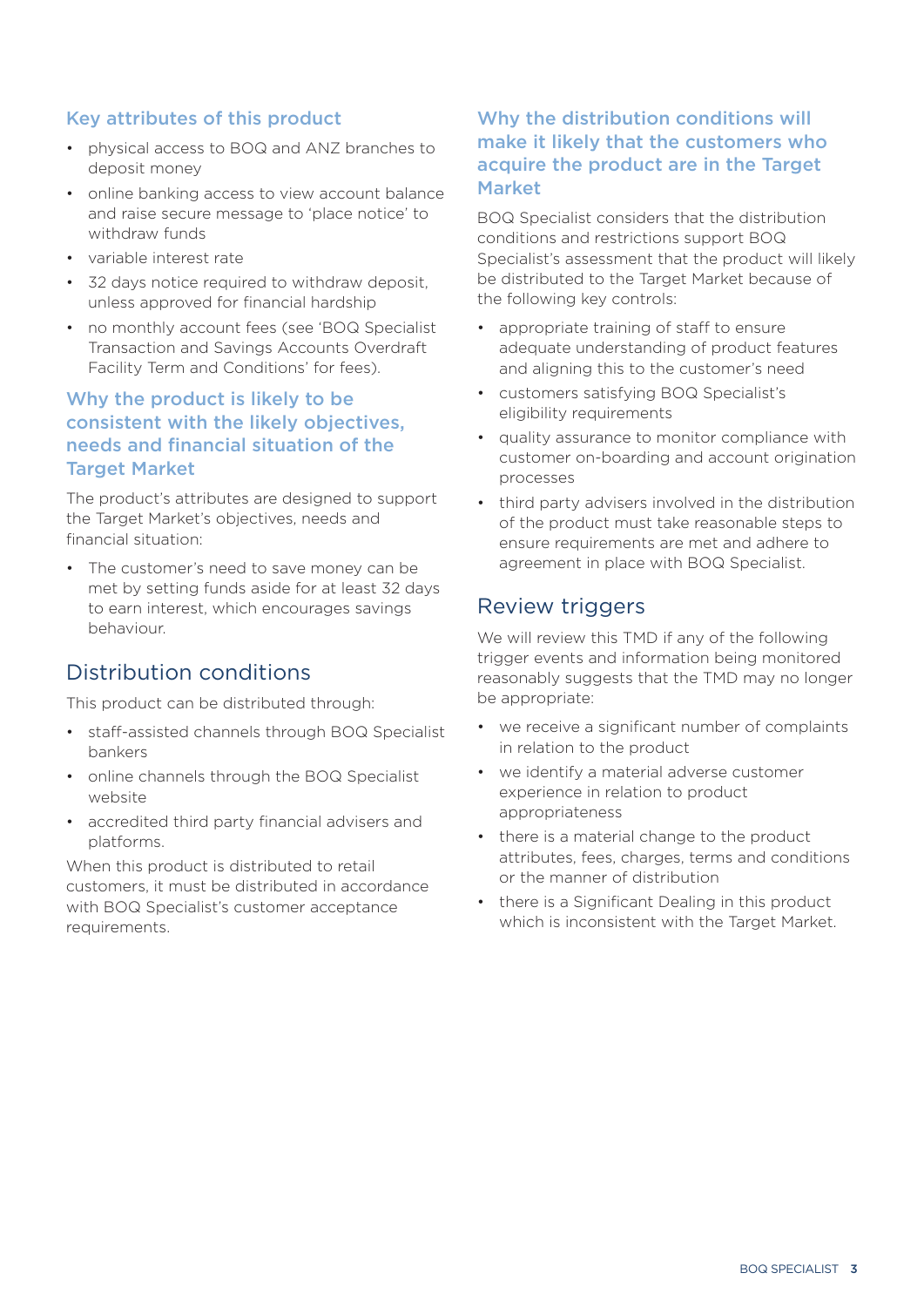## Key attributes of this product

- physical access to BOQ and ANZ branches to deposit money
- online banking access to view account balance and raise secure message to 'place notice' to withdraw funds
- variable interest rate
- 32 days notice required to withdraw deposit, unless approved for financial hardship
- no monthly account fees (see 'BOQ Specialist Transaction and Savings Accounts Overdraft Facility Term and Conditions' for fees).

## Why the product is likely to be consistent with the likely objectives, needs and financial situation of the Target Market

The product's attributes are designed to support the Target Market's objectives, needs and financial situation:

- The customer's need to save money can be met by setting funds aside for at least 32 days to earn interest, which encourages savings behaviour.

# Distribution conditions

This product can be distributed through:

- staff-assisted channels through BOQ Specialist bankers
- online channels through the BOQ Specialist website
- accredited third party financial advisers and platforms.

When this product is distributed to retail customers, it must be distributed in accordance with BOQ Specialist's customer acceptance requirements.

## Why the distribution conditions will make it likely that the customers who acquire the product are in the Target Market

BOQ Specialist considers that the distribution conditions and restrictions support BOQ Specialist's assessment that the product will likely be distributed to the Target Market because of the following key controls:

- appropriate training of staff to ensure adequate understanding of product features and aligning this to the customer's need
- customers satisfying BOQ Specialist's eligibility requirements
- quality assurance to monitor compliance with customer on-boarding and account origination processes
- third party advisers involved in the distribution of the product must take reasonable steps to ensure requirements are met and adhere to agreement in place with BOQ Specialist.

# Review triggers

We will review this TMD if any of the following trigger events and information being monitored reasonably suggests that the TMD may no longer be appropriate:

- we receive a significant number of complaints in relation to the product
- we identify a material adverse customer experience in relation to product appropriateness
- there is a material change to the product attributes, fees, charges, terms and conditions or the manner of distribution
- there is a Significant Dealing in this product which is inconsistent with the Target Market.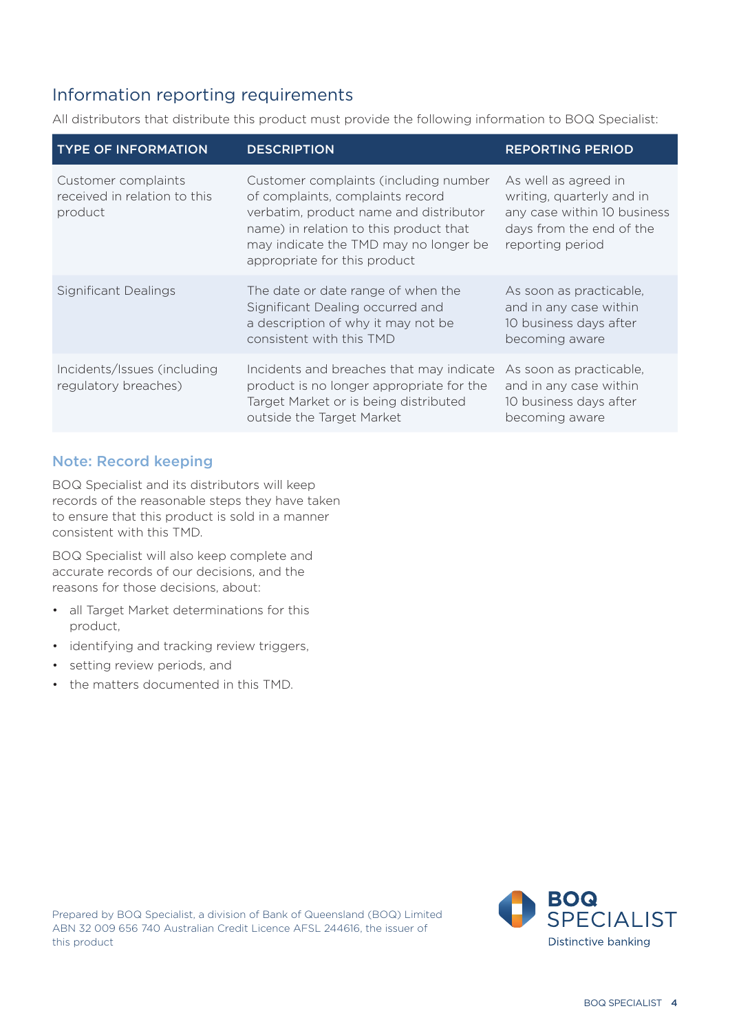## Information reporting requirements

All distributors that distribute this product must provide the following information to BOQ Specialist:

| TYPE OF INFORMATION | DESCRIPTION | REPORTING PERIOD |
|---|---|---|
| Customer complaints received in relation to this product | Customer complaints (including number of complaints, complaints record verbatim, product name and distributor name) in relation to this product that may indicate the TMD may no longer be appropriate for this product | As well as agreed in writing, quarterly and in any case within 10 business days from the end of the reporting period |
| Significant Dealings | The date or date range of when the Significant Dealing occurred and a description of why it may not be consistent with this TMD | As soon as practicable, and in any case within 10 business days after becoming aware |
| Incidents/Issues (including regulatory breaches) | Incidents and breaches that may indicate product is no longer appropriate for the Target Market or is being distributed outside the Target Market | As soon as practicable, and in any case within 10 business days after becoming aware |

### Note: Record keeping

BOQ Specialist and its distributors will keep records of the reasonable steps they have taken to ensure that this product is sold in a manner consistent with this TMD.

BOQ Specialist will also keep complete and accurate records of our decisions, and the reasons for those decisions, about:

- all Target Market determinations for this product,
- identifying and tracking review triggers,
- setting review periods, and
- the matters documented in this TMD.

Prepared by BOQ Specialist, a division of Bank of Queensland (BOQ) Limited ABN 32 009 656 740 Australian Credit Licence AFSL 244616, the issuer of this product

BOQ SPECIALIST
Distinctive banking